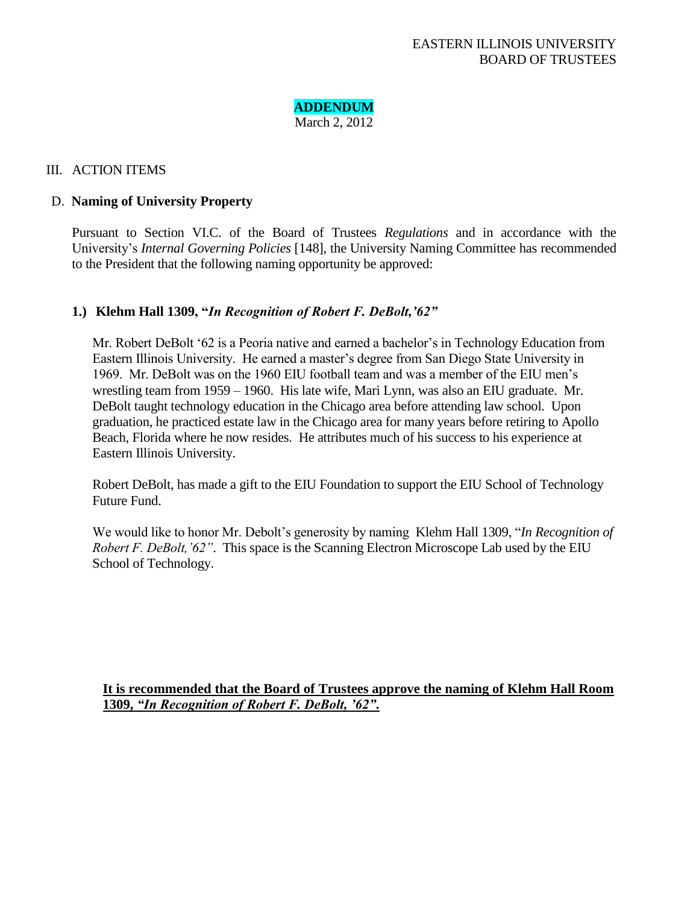EASTERN ILLINOIS UNIVERSITY
BOARD OF TRUSTEES

**ADDENDUM**
March 2, 2012

III. ACTION ITEMS

D. **Naming of University Property**

Pursuant to Section VI.C. of the Board of Trustees *Regulations* and in accordance with the University's *Internal Governing Policies* [148], the University Naming Committee has recommended to the President that the following naming opportunity be approved:

**1.) Klehm Hall 1309, "*In Recognition of Robert F. DeBolt,'62"***

Mr. Robert DeBolt '62 is a Peoria native and earned a bachelor's in Technology Education from Eastern Illinois University. He earned a master's degree from San Diego State University in 1969. Mr. DeBolt was on the 1960 EIU football team and was a member of the EIU men's wrestling team from 1959 – 1960. His late wife, Mari Lynn, was also an EIU graduate. Mr. DeBolt taught technology education in the Chicago area before attending law school. Upon graduation, he practiced estate law in the Chicago area for many years before retiring to Apollo Beach, Florida where he now resides. He attributes much of his success to his experience at Eastern Illinois University.

Robert DeBolt, has made a gift to the EIU Foundation to support the EIU School of Technology Future Fund.

We would like to honor Mr. Debolt's generosity by naming Klehm Hall 1309, "*In Recognition of Robert F. DeBolt,'62"*. This space is the Scanning Electron Microscope Lab used by the EIU School of Technology.

**It is recommended that the Board of Trustees approve the naming of Klehm Hall Room 1309, *"In Recognition of Robert F. DeBolt, '62".***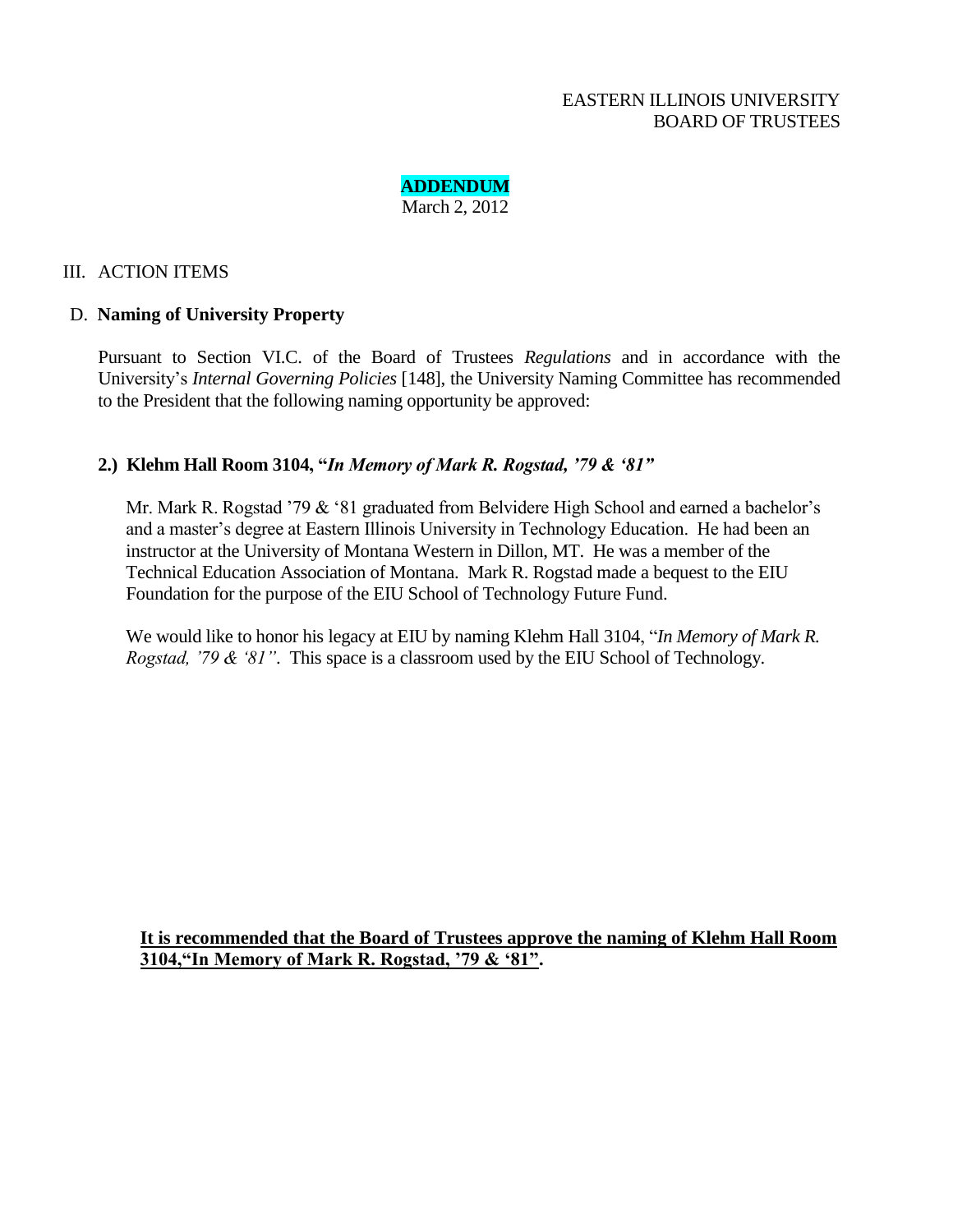EASTERN ILLINOIS UNIVERSITY
BOARD OF TRUSTEES

**ADDENDUM**
March 2, 2012

III. ACTION ITEMS

D. **Naming of University Property**

Pursuant to Section VI.C. of the Board of Trustees *Regulations* and in accordance with the University's *Internal Governing Policies* [148], the University Naming Committee has recommended to the President that the following naming opportunity be approved:

**2.) Klehm Hall Room 3104, "*In Memory of Mark R. Rogstad, '79 & '81"***

Mr. Mark R. Rogstad '79 & '81 graduated from Belvidere High School and earned a bachelor's and a master's degree at Eastern Illinois University in Technology Education. He had been an instructor at the University of Montana Western in Dillon, MT. He was a member of the Technical Education Association of Montana. Mark R. Rogstad made a bequest to the EIU Foundation for the purpose of the EIU School of Technology Future Fund.

We would like to honor his legacy at EIU by naming Klehm Hall 3104, "*In Memory of Mark R. Rogstad, '79 & '81"*. This space is a classroom used by the EIU School of Technology.

**It is recommended that the Board of Trustees approve the naming of Klehm Hall Room 3104,"In Memory of Mark R. Rogstad, '79 & '81".**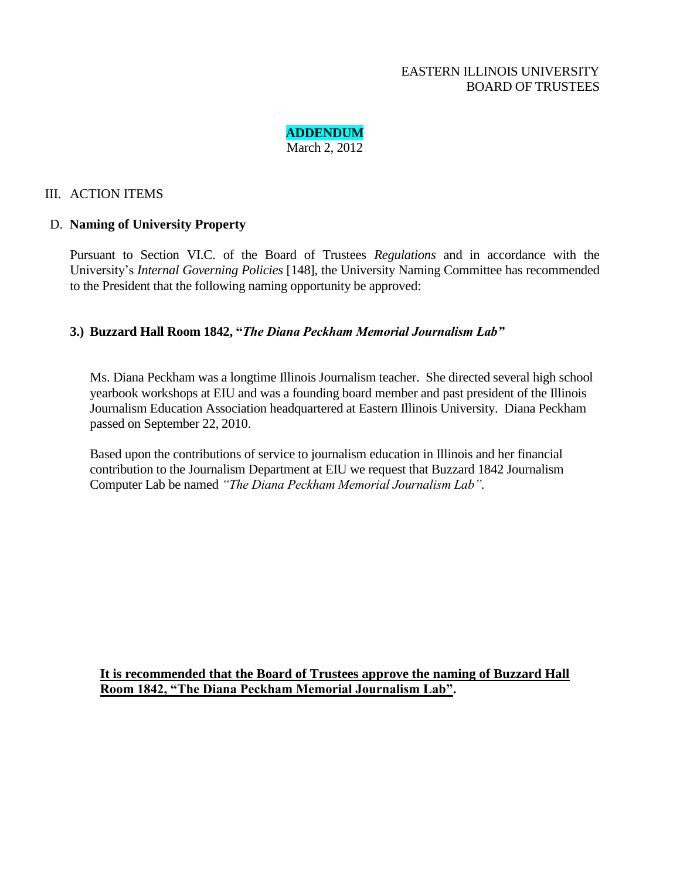EASTERN ILLINOIS UNIVERSITY
BOARD OF TRUSTEES

**ADDENDUM**
March 2, 2012

III. ACTION ITEMS

D. **Naming of University Property**

Pursuant to Section VI.C. of the Board of Trustees *Regulations* and in accordance with the University's *Internal Governing Policies* [148], the University Naming Committee has recommended to the President that the following naming opportunity be approved:

**3.) Buzzard Hall Room 1842, "*The Diana Peckham Memorial Journalism Lab*"**

Ms. Diana Peckham was a longtime Illinois Journalism teacher. She directed several high school yearbook workshops at EIU and was a founding board member and past president of the Illinois Journalism Education Association headquartered at Eastern Illinois University. Diana Peckham passed on September 22, 2010.

Based upon the contributions of service to journalism education in Illinois and her financial contribution to the Journalism Department at EIU we request that Buzzard 1842 Journalism Computer Lab be named *"The Diana Peckham Memorial Journalism Lab"*.

**It is recommended that the Board of Trustees approve the naming of Buzzard Hall Room 1842, "The Diana Peckham Memorial Journalism Lab".**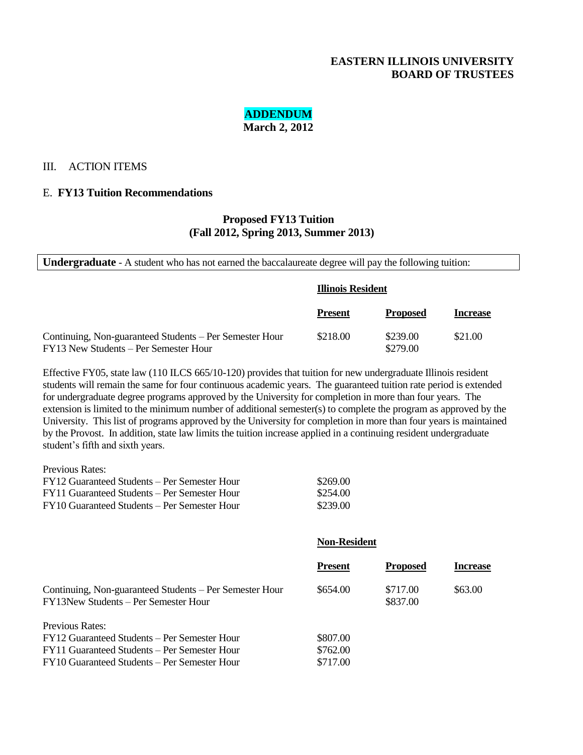**EASTERN ILLINOIS UNIVERSITY**
**BOARD OF TRUSTEES**

**ADDENDUM**
**March 2, 2012**

III. ACTION ITEMS

E. **FY13 Tuition Recommendations**

## Proposed FY13 Tuition
## (Fall 2012, Spring 2013, Summer 2013)

**Undergraduate** - A student who has not earned the baccalaureate degree will pay the following tuition:

**Illinois Resident**

| | Present | Proposed | Increase |
|---|---|---|---|
| Continuing, Non-guaranteed Students – Per Semester Hour | $218.00 | $239.00 | $21.00 |
| FY13 New Students – Per Semester Hour | | $279.00 | |

Effective FY05, state law (110 ILCS 665/10-120) provides that tuition for new undergraduate Illinois resident students will remain the same for four continuous academic years. The guaranteed tuition rate period is extended for undergraduate degree programs approved by the University for completion in more than four years. The extension is limited to the minimum number of additional semester(s) to complete the program as approved by the University. This list of programs approved by the University for completion in more than four years is maintained by the Provost. In addition, state law limits the tuition increase applied in a continuing resident undergraduate student's fifth and sixth years.

| Previous Rates: | |
|---|---|
| FY12 Guaranteed Students – Per Semester Hour | $269.00 |
| FY11 Guaranteed Students – Per Semester Hour | $254.00 |
| FY10 Guaranteed Students – Per Semester Hour | $239.00 |

**Non-Resident**

| | Present | Proposed | Increase |
|---|---|---|---|
| Continuing, Non-guaranteed Students – Per Semester Hour | $654.00 | $717.00 | $63.00 |
| FY13New Students – Per Semester Hour | | $837.00 | |

| Previous Rates: | |
|---|---|
| FY12 Guaranteed Students – Per Semester Hour | $807.00 |
| FY11 Guaranteed Students – Per Semester Hour | $762.00 |
| FY10 Guaranteed Students – Per Semester Hour | $717.00 |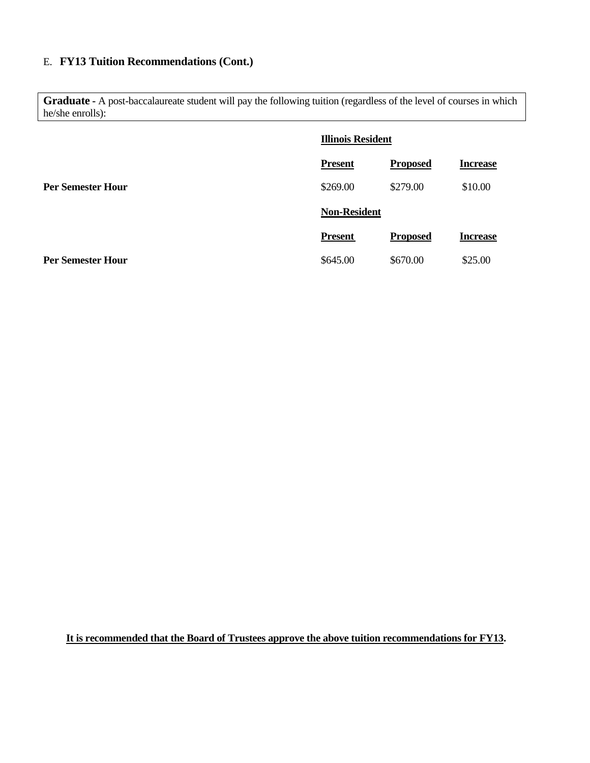## E. **FY13 Tuition Recommendations (Cont.)**

**Graduate** - A post-baccalaureate student will pay the following tuition (regardless of the level of courses in which he/she enrolls):

| | **Illinois Resident** | | |
|---|---|---|---|
| | **Present** | **Proposed** | **Increase** |
| **Per Semester Hour** | $269.00 | $279.00 | $10.00 |
| | **Non-Resident** | | |
| | **Present** | **Proposed** | **Increase** |
| **Per Semester Hour** | $645.00 | $670.00 | $25.00 |

**It is recommended that the Board of Trustees approve the above tuition recommendations for FY13.**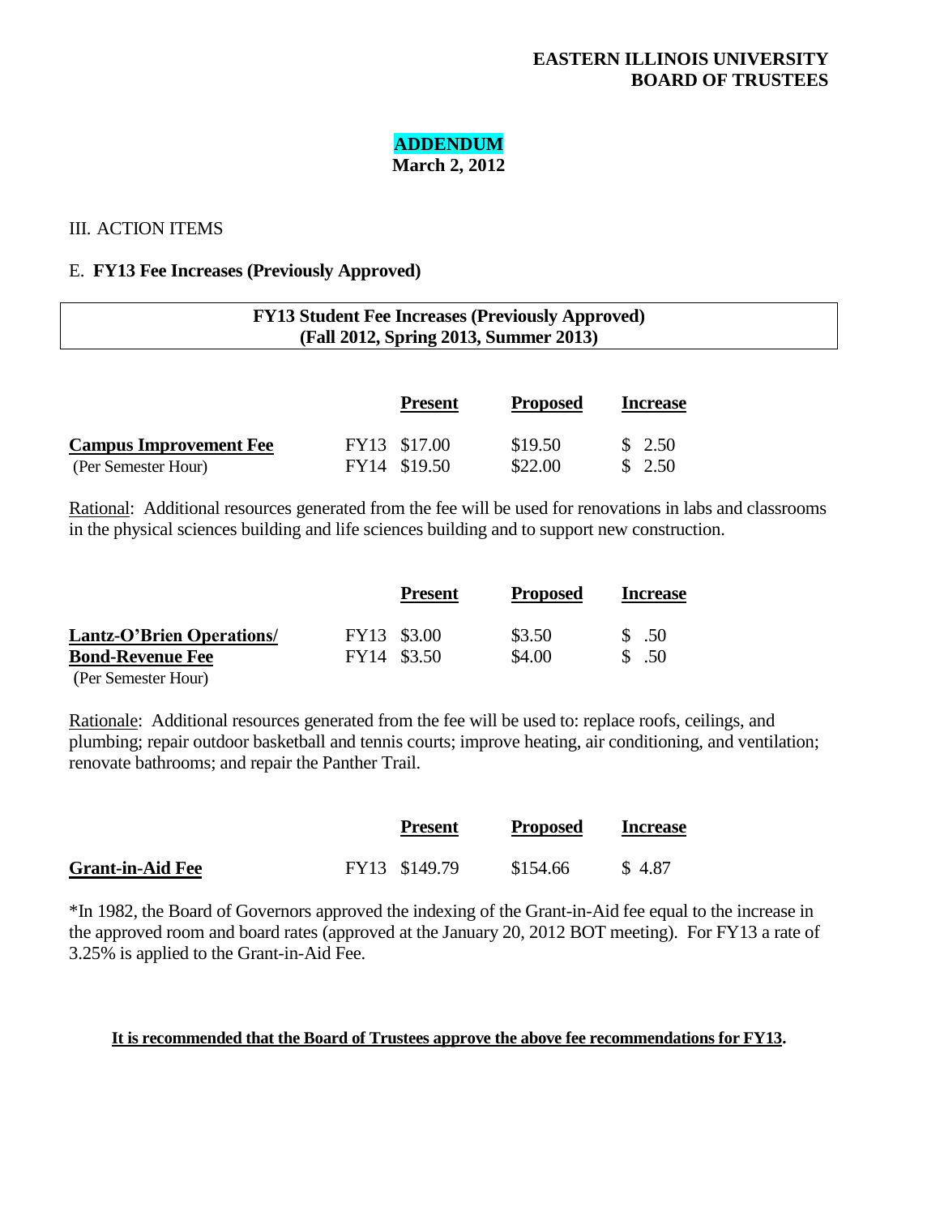**EASTERN ILLINOIS UNIVERSITY**
**BOARD OF TRUSTEES**

**ADDENDUM**
**March 2, 2012**

III. ACTION ITEMS

E. **FY13 Fee Increases (Previously Approved)**

**FY13 Student Fee Increases (Previously Approved)**
**(Fall 2012, Spring 2013, Summer 2013)**

| | | Present | Proposed | Increase |
|---|---|---|---|---|
| **Campus Improvement Fee** | FY13 | $17.00 | $19.50 | $ 2.50 |
| (Per Semester Hour) | FY14 | $19.50 | $22.00 | $ 2.50 |

Rational: Additional resources generated from the fee will be used for renovations in labs and classrooms in the physical sciences building and life sciences building and to support new construction.

| | | Present | Proposed | Increase |
|---|---|---|---|---|
| **Lantz-O'Brien Operations/** | FY13 | $3.00 | $3.50 | $ .50 |
| **Bond-Revenue Fee** | FY14 | $3.50 | $4.00 | $ .50 |
| (Per Semester Hour) | | | | |

Rationale: Additional resources generated from the fee will be used to: replace roofs, ceilings, and plumbing; repair outdoor basketball and tennis courts; improve heating, air conditioning, and ventilation; renovate bathrooms; and repair the Panther Trail.

| | | Present | Proposed | Increase |
|---|---|---|---|---|
| **Grant-in-Aid Fee** | FY13 | $149.79 | $154.66 | $ 4.87 |

*In 1982, the Board of Governors approved the indexing of the Grant-in-Aid fee equal to the increase in the approved room and board rates (approved at the January 20, 2012 BOT meeting). For FY13 a rate of 3.25% is applied to the Grant-in-Aid Fee.

**It is recommended that the Board of Trustees approve the above fee recommendations for FY13.**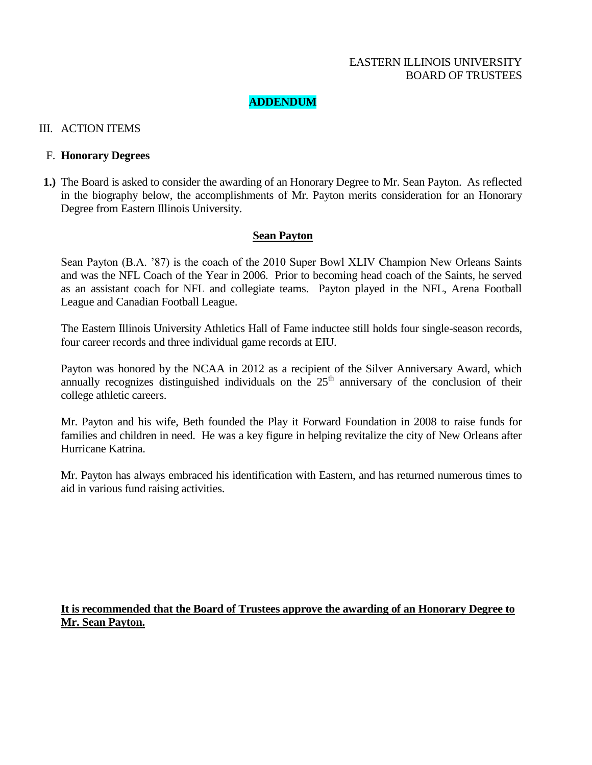EASTERN ILLINOIS UNIVERSITY
BOARD OF TRUSTEES

**ADDENDUM**

III. ACTION ITEMS

F. **Honorary Degrees**

**1.)** The Board is asked to consider the awarding of an Honorary Degree to Mr. Sean Payton. As reflected in the biography below, the accomplishments of Mr. Payton merits consideration for an Honorary Degree from Eastern Illinois University.

**Sean Payton**

Sean Payton (B.A. '87) is the coach of the 2010 Super Bowl XLIV Champion New Orleans Saints and was the NFL Coach of the Year in 2006. Prior to becoming head coach of the Saints, he served as an assistant coach for NFL and collegiate teams. Payton played in the NFL, Arena Football League and Canadian Football League.

The Eastern Illinois University Athletics Hall of Fame inductee still holds four single-season records, four career records and three individual game records at EIU.

Payton was honored by the NCAA in 2012 as a recipient of the Silver Anniversary Award, which annually recognizes distinguished individuals on the 25th anniversary of the conclusion of their college athletic careers.

Mr. Payton and his wife, Beth founded the Play it Forward Foundation in 2008 to raise funds for families and children in need. He was a key figure in helping revitalize the city of New Orleans after Hurricane Katrina.

Mr. Payton has always embraced his identification with Eastern, and has returned numerous times to aid in various fund raising activities.

**It is recommended that the Board of Trustees approve the awarding of an Honorary Degree to Mr. Sean Payton.**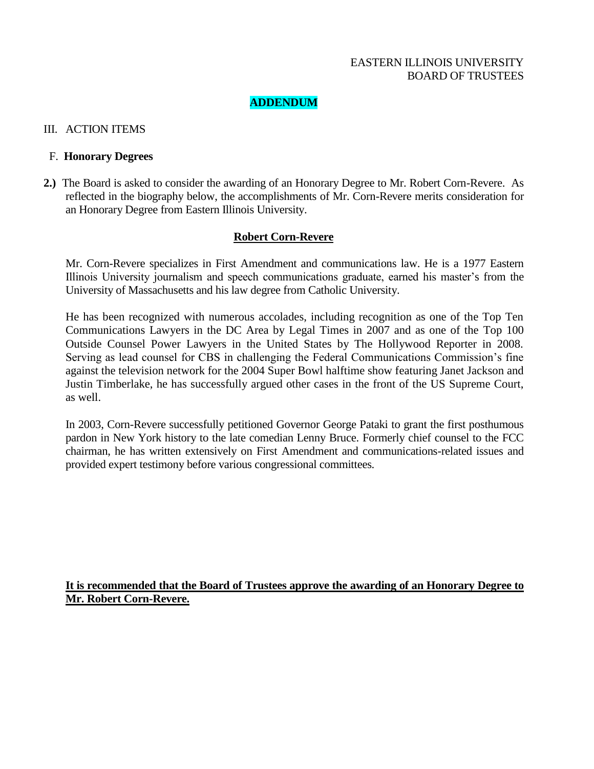EASTERN ILLINOIS UNIVERSITY
BOARD OF TRUSTEES

**ADDENDUM**

III. ACTION ITEMS

F. **Honorary Degrees**

**2.)** The Board is asked to consider the awarding of an Honorary Degree to Mr. Robert Corn-Revere. As reflected in the biography below, the accomplishments of Mr. Corn-Revere merits consideration for an Honorary Degree from Eastern Illinois University.

**Robert Corn-Revere**

Mr. Corn-Revere specializes in First Amendment and communications law. He is a 1977 Eastern Illinois University journalism and speech communications graduate, earned his master's from the University of Massachusetts and his law degree from Catholic University.

He has been recognized with numerous accolades, including recognition as one of the Top Ten Communications Lawyers in the DC Area by Legal Times in 2007 and as one of the Top 100 Outside Counsel Power Lawyers in the United States by The Hollywood Reporter in 2008. Serving as lead counsel for CBS in challenging the Federal Communications Commission's fine against the television network for the 2004 Super Bowl halftime show featuring Janet Jackson and Justin Timberlake, he has successfully argued other cases in the front of the US Supreme Court, as well.

In 2003, Corn-Revere successfully petitioned Governor George Pataki to grant the first posthumous pardon in New York history to the late comedian Lenny Bruce. Formerly chief counsel to the FCC chairman, he has written extensively on First Amendment and communications-related issues and provided expert testimony before various congressional committees.

**It is recommended that the Board of Trustees approve the awarding of an Honorary Degree to Mr. Robert Corn-Revere.**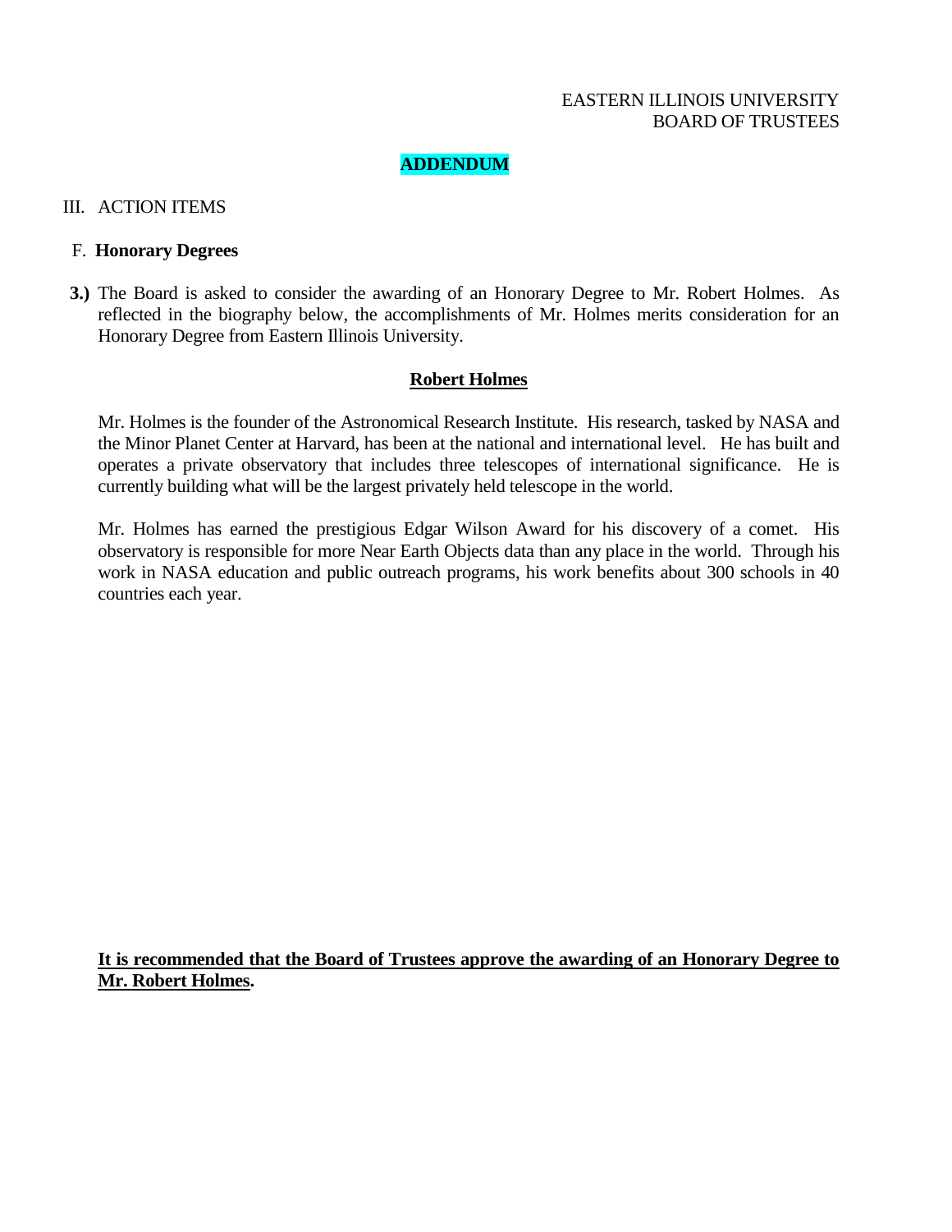EASTERN ILLINOIS UNIVERSITY
BOARD OF TRUSTEES

**ADDENDUM**

III. ACTION ITEMS

F. **Honorary Degrees**

**3.)** The Board is asked to consider the awarding of an Honorary Degree to Mr. Robert Holmes. As reflected in the biography below, the accomplishments of Mr. Holmes merits consideration for an Honorary Degree from Eastern Illinois University.

**Robert Holmes**

Mr. Holmes is the founder of the Astronomical Research Institute. His research, tasked by NASA and the Minor Planet Center at Harvard, has been at the national and international level. He has built and operates a private observatory that includes three telescopes of international significance. He is currently building what will be the largest privately held telescope in the world.

Mr. Holmes has earned the prestigious Edgar Wilson Award for his discovery of a comet. His observatory is responsible for more Near Earth Objects data than any place in the world. Through his work in NASA education and public outreach programs, his work benefits about 300 schools in 40 countries each year.

**It is recommended that the Board of Trustees approve the awarding of an Honorary Degree to Mr. Robert Holmes.**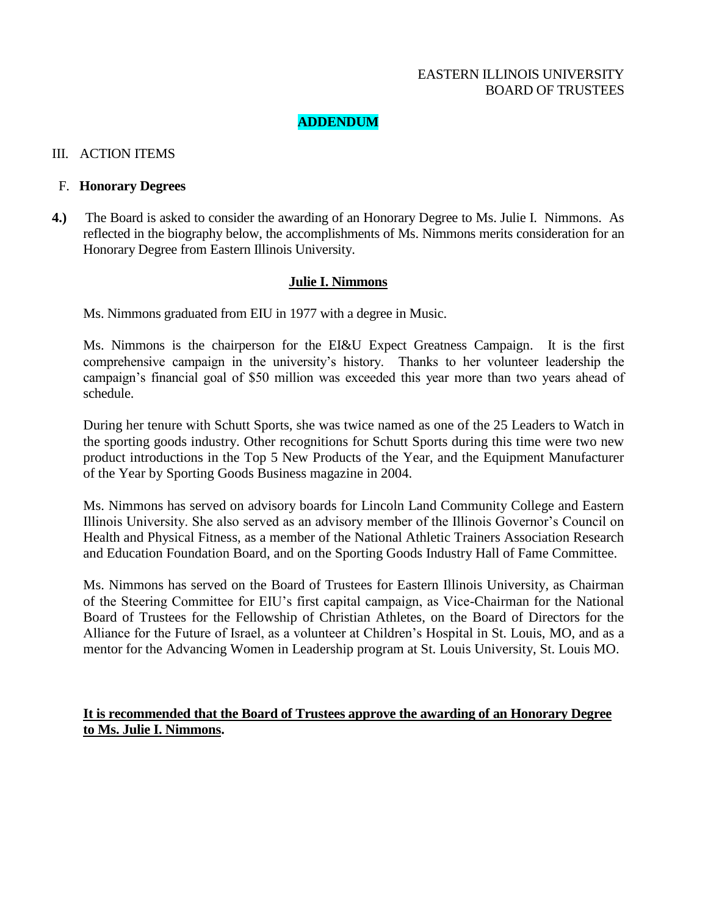EASTERN ILLINOIS UNIVERSITY
BOARD OF TRUSTEES

**ADDENDUM**

III. ACTION ITEMS

F. **Honorary Degrees**

**4.)** The Board is asked to consider the awarding of an Honorary Degree to Ms. Julie I. Nimmons. As reflected in the biography below, the accomplishments of Ms. Nimmons merits consideration for an Honorary Degree from Eastern Illinois University.

**Julie I. Nimmons**

Ms. Nimmons graduated from EIU in 1977 with a degree in Music.

Ms. Nimmons is the chairperson for the EI&U Expect Greatness Campaign. It is the first comprehensive campaign in the university's history. Thanks to her volunteer leadership the campaign's financial goal of $50 million was exceeded this year more than two years ahead of schedule.

During her tenure with Schutt Sports, she was twice named as one of the 25 Leaders to Watch in the sporting goods industry. Other recognitions for Schutt Sports during this time were two new product introductions in the Top 5 New Products of the Year, and the Equipment Manufacturer of the Year by Sporting Goods Business magazine in 2004.

Ms. Nimmons has served on advisory boards for Lincoln Land Community College and Eastern Illinois University. She also served as an advisory member of the Illinois Governor's Council on Health and Physical Fitness, as a member of the National Athletic Trainers Association Research and Education Foundation Board, and on the Sporting Goods Industry Hall of Fame Committee.

Ms. Nimmons has served on the Board of Trustees for Eastern Illinois University, as Chairman of the Steering Committee for EIU's first capital campaign, as Vice-Chairman for the National Board of Trustees for the Fellowship of Christian Athletes, on the Board of Directors for the Alliance for the Future of Israel, as a volunteer at Children's Hospital in St. Louis, MO, and as a mentor for the Advancing Women in Leadership program at St. Louis University, St. Louis MO.

**It is recommended that the Board of Trustees approve the awarding of an Honorary Degree to Ms. Julie I. Nimmons.**